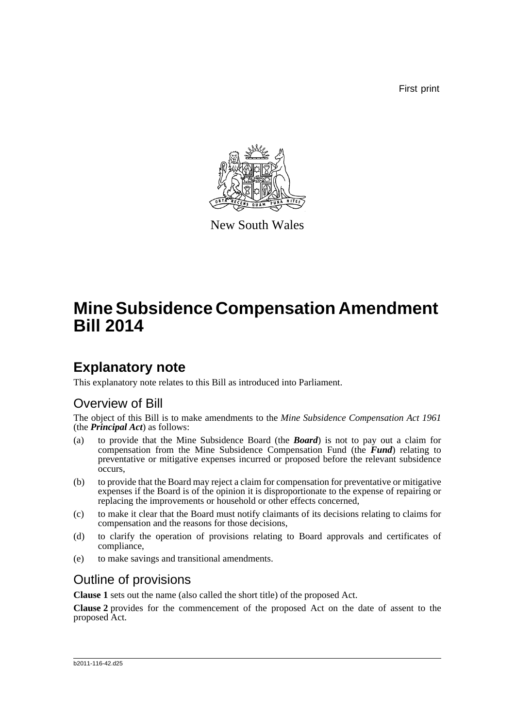First print

New South Wales

# Mine Subsidence Compensation Amendment Bill 2014

## Explanatory note

This explanatory note relates to this Bill as introduced into Parliament.

### Overview of Bill

The object of this Bill is to make amendments to the *Mine Subsidence Compensation Act 1961* (the ***Principal Act***) as follows:

(a) to provide that the Mine Subsidence Board (the ***Board***) is not to pay out a claim for compensation from the Mine Subsidence Compensation Fund (the ***Fund***) relating to preventative or mitigative expenses incurred or proposed before the relevant subsidence occurs,

(b) to provide that the Board may reject a claim for compensation for preventative or mitigative expenses if the Board is of the opinion it is disproportionate to the expense of repairing or replacing the improvements or household or other effects concerned,

(c) to make it clear that the Board must notify claimants of its decisions relating to claims for compensation and the reasons for those decisions,

(d) to clarify the operation of provisions relating to Board approvals and certificates of compliance,

(e) to make savings and transitional amendments.

### Outline of provisions

**Clause 1** sets out the name (also called the short title) of the proposed Act.

**Clause 2** provides for the commencement of the proposed Act on the date of assent to the proposed Act.

b2011-116-42.d25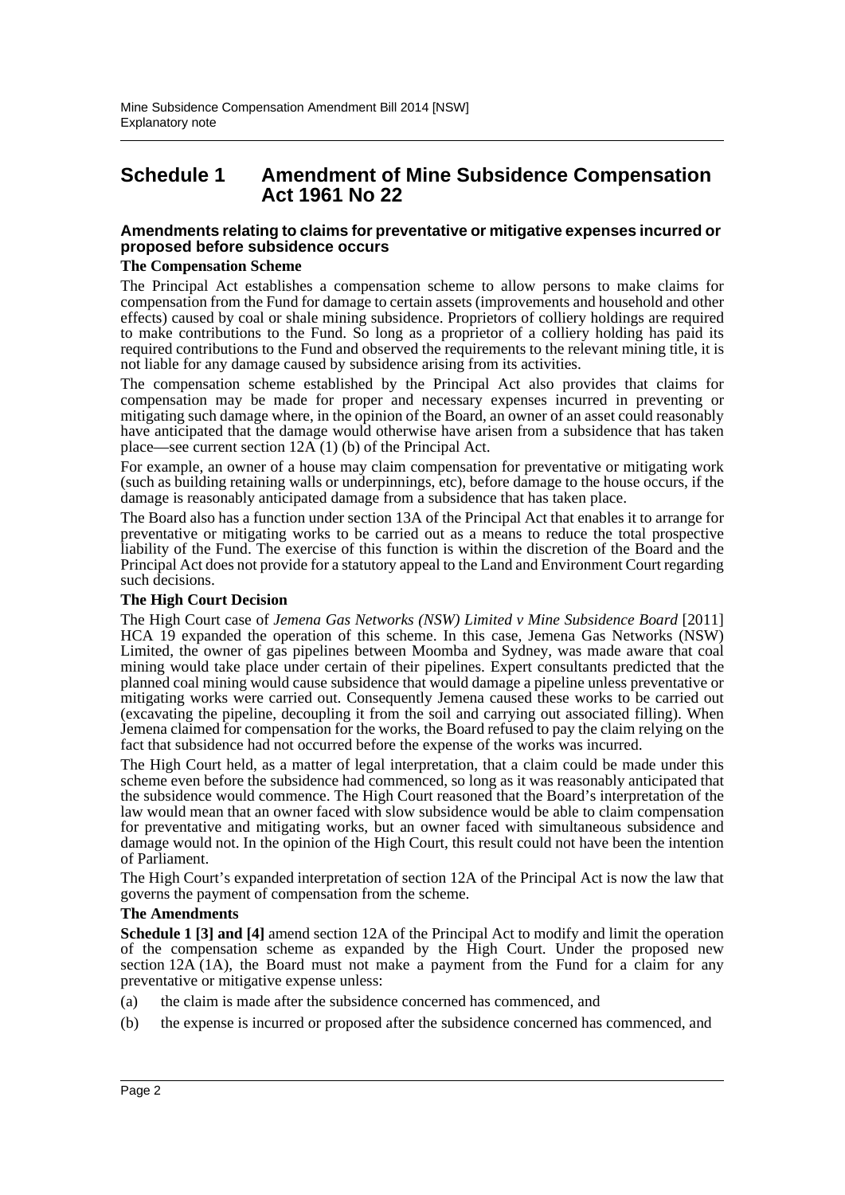## Schedule 1 Amendment of Mine Subsidence Compensation Act 1961 No 22

### Amendments relating to claims for preventative or mitigative expenses incurred or proposed before subsidence occurs

**The Compensation Scheme**

The Principal Act establishes a compensation scheme to allow persons to make claims for compensation from the Fund for damage to certain assets (improvements and household and other effects) caused by coal or shale mining subsidence. Proprietors of colliery holdings are required to make contributions to the Fund. So long as a proprietor of a colliery holding has paid its required contributions to the Fund and observed the requirements to the relevant mining title, it is not liable for any damage caused by subsidence arising from its activities.

The compensation scheme established by the Principal Act also provides that claims for compensation may be made for proper and necessary expenses incurred in preventing or mitigating such damage where, in the opinion of the Board, an owner of an asset could reasonably have anticipated that the damage would otherwise have arisen from a subsidence that has taken place—see current section 12A (1) (b) of the Principal Act.

For example, an owner of a house may claim compensation for preventative or mitigating work (such as building retaining walls or underpinnings, etc), before damage to the house occurs, if the damage is reasonably anticipated damage from a subsidence that has taken place.

The Board also has a function under section 13A of the Principal Act that enables it to arrange for preventative or mitigating works to be carried out as a means to reduce the total prospective liability of the Fund. The exercise of this function is within the discretion of the Board and the Principal Act does not provide for a statutory appeal to the Land and Environment Court regarding such decisions.

**The High Court Decision**

The High Court case of *Jemena Gas Networks (NSW) Limited v Mine Subsidence Board* [2011] HCA 19 expanded the operation of this scheme. In this case, Jemena Gas Networks (NSW) Limited, the owner of gas pipelines between Moomba and Sydney, was made aware that coal mining would take place under certain of their pipelines. Expert consultants predicted that the planned coal mining would cause subsidence that would damage a pipeline unless preventative or mitigating works were carried out. Consequently Jemena caused these works to be carried out (excavating the pipeline, decoupling it from the soil and carrying out associated filling). When Jemena claimed for compensation for the works, the Board refused to pay the claim relying on the fact that subsidence had not occurred before the expense of the works was incurred.

The High Court held, as a matter of legal interpretation, that a claim could be made under this scheme even before the subsidence had commenced, so long as it was reasonably anticipated that the subsidence would commence. The High Court reasoned that the Board's interpretation of the law would mean that an owner faced with slow subsidence would be able to claim compensation for preventative and mitigating works, but an owner faced with simultaneous subsidence and damage would not. In the opinion of the High Court, this result could not have been the intention of Parliament.

The High Court's expanded interpretation of section 12A of the Principal Act is now the law that governs the payment of compensation from the scheme.

**The Amendments**

**Schedule 1 [3] and [4]** amend section 12A of the Principal Act to modify and limit the operation of the compensation scheme as expanded by the High Court. Under the proposed new section 12A (1A), the Board must not make a payment from the Fund for a claim for any preventative or mitigative expense unless:

(a) the claim is made after the subsidence concerned has commenced, and

(b) the expense is incurred or proposed after the subsidence concerned has commenced, and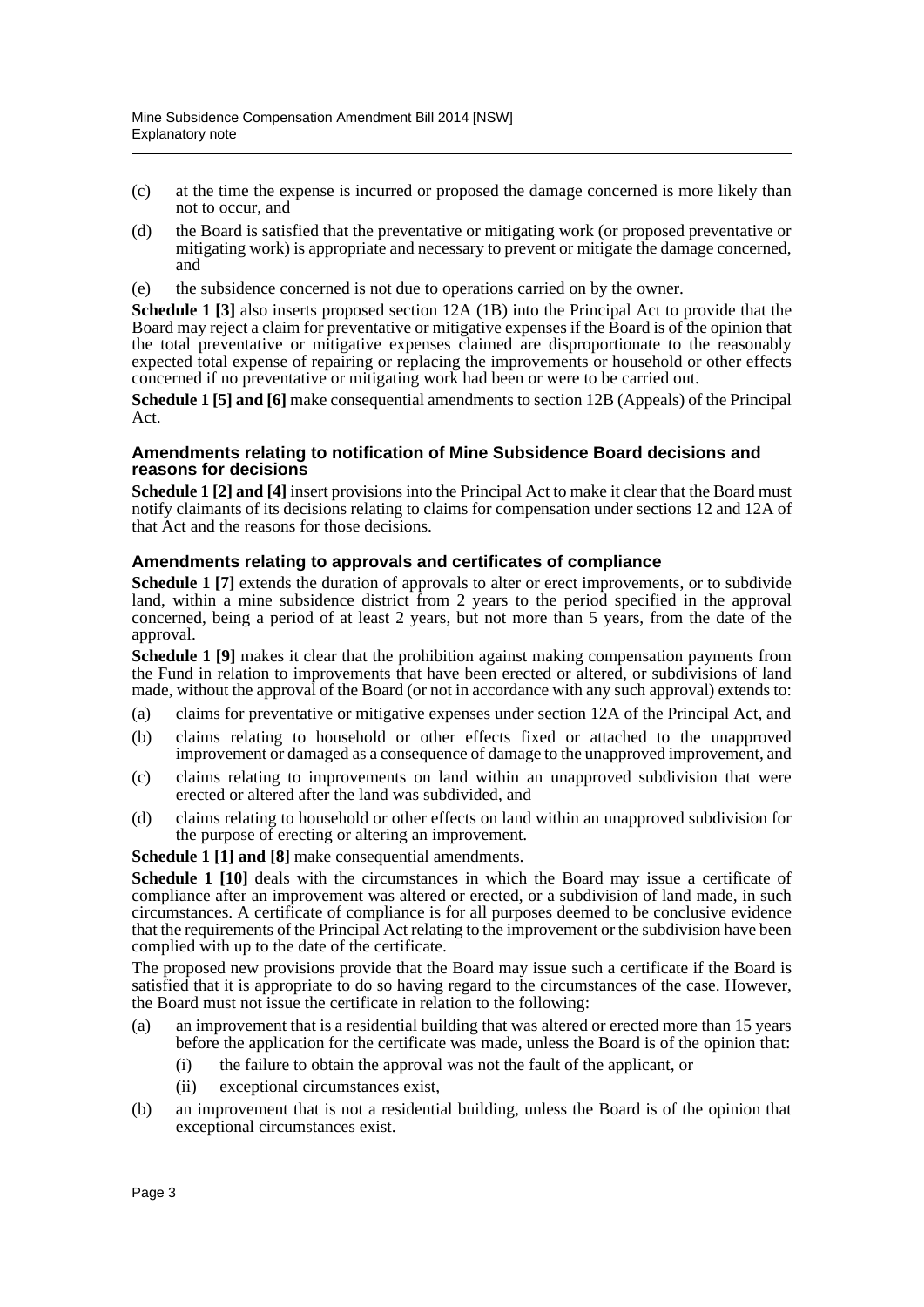(c) at the time the expense is incurred or proposed the damage concerned is more likely than not to occur, and

(d) the Board is satisfied that the preventative or mitigating work (or proposed preventative or mitigating work) is appropriate and necessary to prevent or mitigate the damage concerned, and

(e) the subsidence concerned is not due to operations carried on by the owner.

**Schedule 1 [3]** also inserts proposed section 12A (1B) into the Principal Act to provide that the Board may reject a claim for preventative or mitigative expenses if the Board is of the opinion that the total preventative or mitigative expenses claimed are disproportionate to the reasonably expected total expense of repairing or replacing the improvements or household or other effects concerned if no preventative or mitigating work had been or were to be carried out.

**Schedule 1 [5] and [6]** make consequential amendments to section 12B (Appeals) of the Principal Act.

### Amendments relating to notification of Mine Subsidence Board decisions and reasons for decisions

**Schedule 1 [2] and [4]** insert provisions into the Principal Act to make it clear that the Board must notify claimants of its decisions relating to claims for compensation under sections 12 and 12A of that Act and the reasons for those decisions.

### Amendments relating to approvals and certificates of compliance

**Schedule 1 [7]** extends the duration of approvals to alter or erect improvements, or to subdivide land, within a mine subsidence district from 2 years to the period specified in the approval concerned, being a period of at least 2 years, but not more than 5 years, from the date of the approval.

**Schedule 1 [9]** makes it clear that the prohibition against making compensation payments from the Fund in relation to improvements that have been erected or altered, or subdivisions of land made, without the approval of the Board (or not in accordance with any such approval) extends to:

(a) claims for preventative or mitigative expenses under section 12A of the Principal Act, and

(b) claims relating to household or other effects fixed or attached to the unapproved improvement or damaged as a consequence of damage to the unapproved improvement, and

(c) claims relating to improvements on land within an unapproved subdivision that were erected or altered after the land was subdivided, and

(d) claims relating to household or other effects on land within an unapproved subdivision for the purpose of erecting or altering an improvement.

**Schedule 1 [1] and [8]** make consequential amendments.

**Schedule 1 [10]** deals with the circumstances in which the Board may issue a certificate of compliance after an improvement was altered or erected, or a subdivision of land made, in such circumstances. A certificate of compliance is for all purposes deemed to be conclusive evidence that the requirements of the Principal Act relating to the improvement or the subdivision have been complied with up to the date of the certificate.

The proposed new provisions provide that the Board may issue such a certificate if the Board is satisfied that it is appropriate to do so having regard to the circumstances of the case. However, the Board must not issue the certificate in relation to the following:

(a) an improvement that is a residential building that was altered or erected more than 15 years before the application for the certificate was made, unless the Board is of the opinion that:

    (i) the failure to obtain the approval was not the fault of the applicant, or

    (ii) exceptional circumstances exist,

(b) an improvement that is not a residential building, unless the Board is of the opinion that exceptional circumstances exist.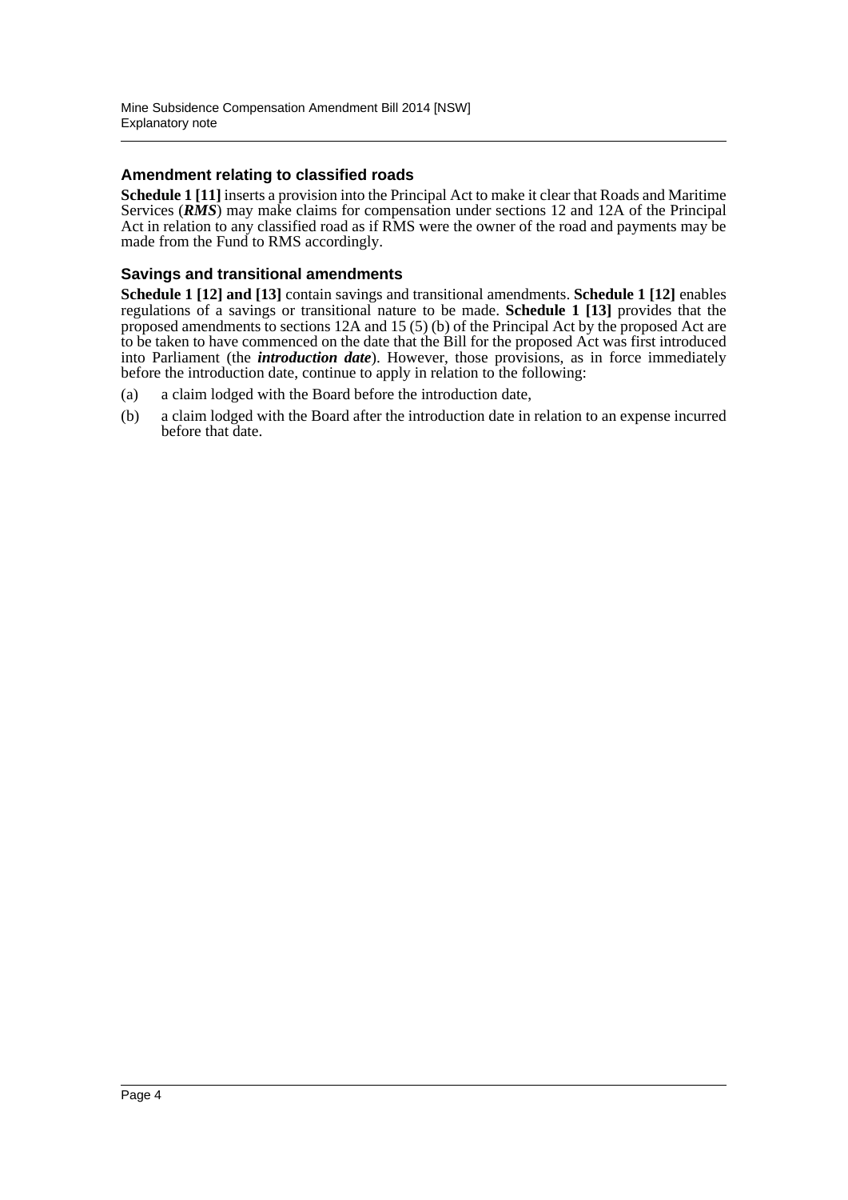### Amendment relating to classified roads

**Schedule 1 [11]** inserts a provision into the Principal Act to make it clear that Roads and Maritime Services (***RMS***) may make claims for compensation under sections 12 and 12A of the Principal Act in relation to any classified road as if RMS were the owner of the road and payments may be made from the Fund to RMS accordingly.

### Savings and transitional amendments

**Schedule 1 [12] and [13]** contain savings and transitional amendments. **Schedule 1 [12]** enables regulations of a savings or transitional nature to be made. **Schedule 1 [13]** provides that the proposed amendments to sections 12A and 15 (5) (b) of the Principal Act by the proposed Act are to be taken to have commenced on the date that the Bill for the proposed Act was first introduced into Parliament (the ***introduction date***). However, those provisions, as in force immediately before the introduction date, continue to apply in relation to the following:

(a) a claim lodged with the Board before the introduction date,

(b) a claim lodged with the Board after the introduction date in relation to an expense incurred before that date.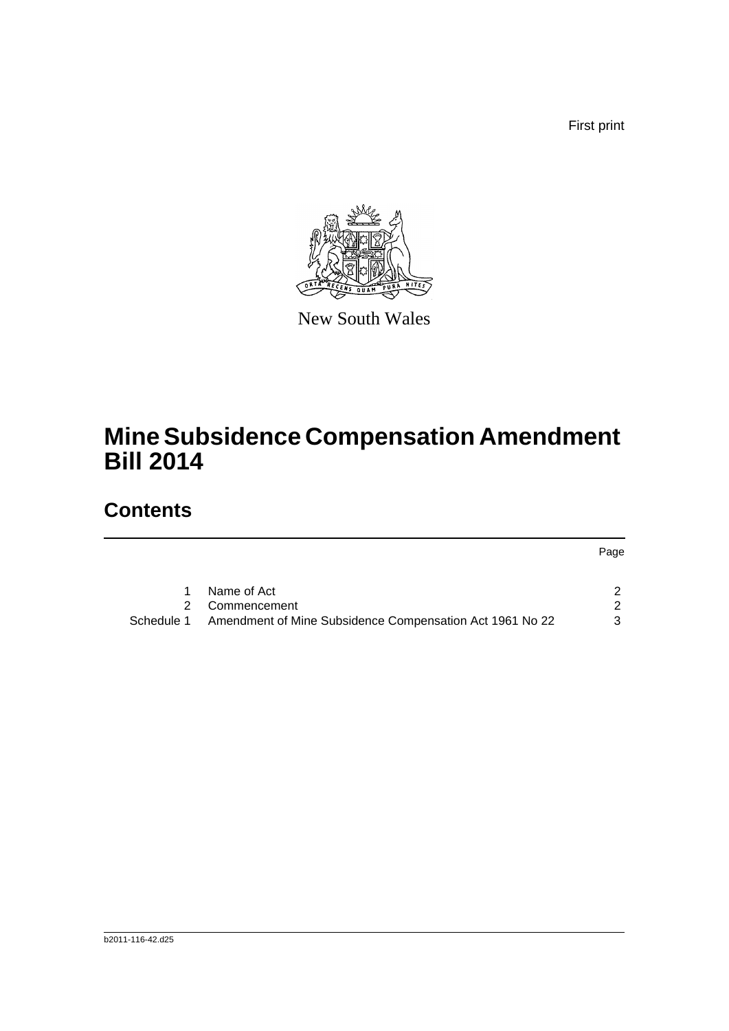First print

New South Wales

# Mine Subsidence Compensation Amendment Bill 2014

## Contents

| | | Page |
|---|---|---|
| 1 | Name of Act | 2 |
| 2 | Commencement | 2 |
| Schedule 1 | Amendment of Mine Subsidence Compensation Act 1961 No 22 | 3 |

b2011-116-42.d25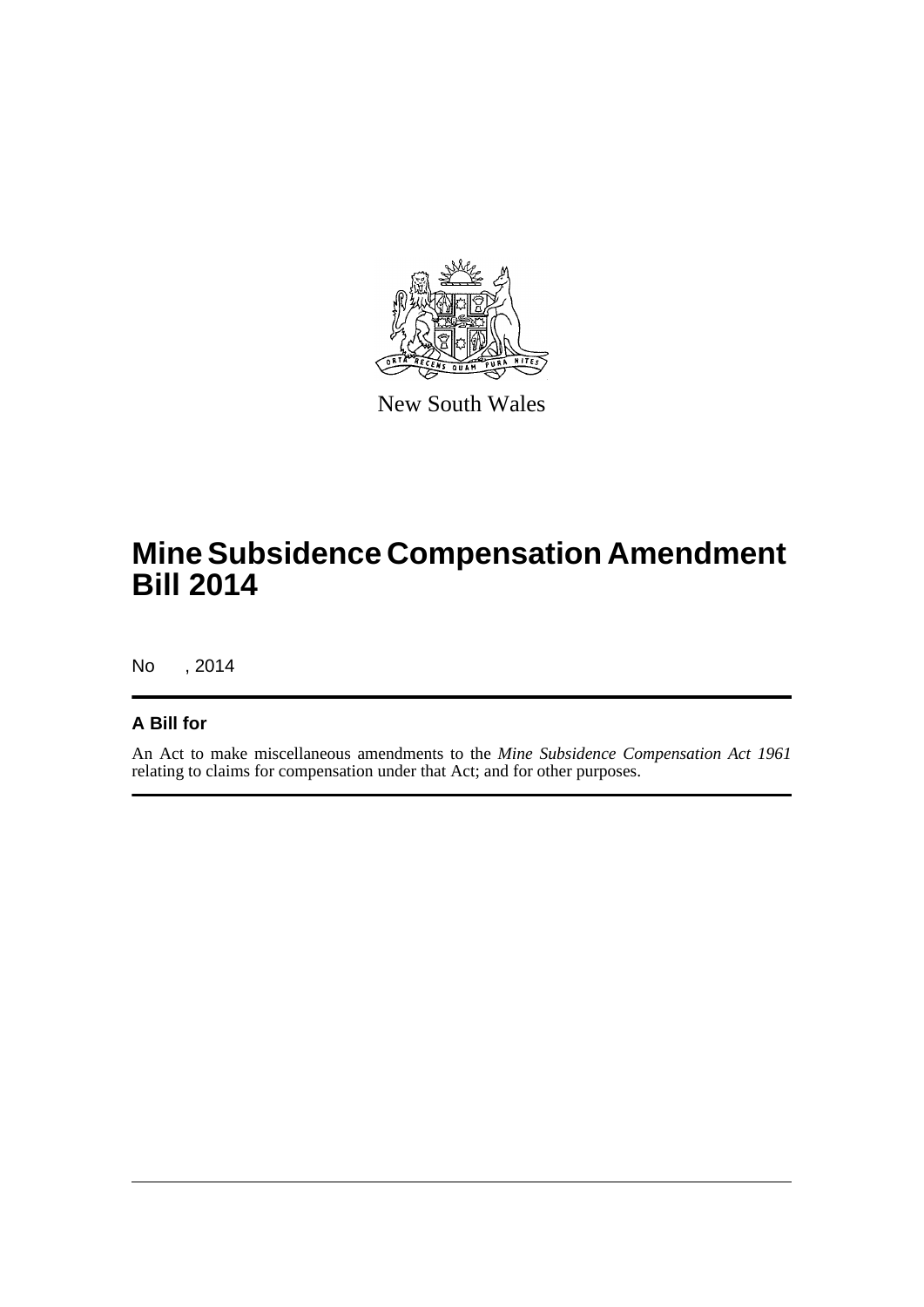New South Wales

# Mine Subsidence Compensation Amendment Bill 2014

No , 2014

## A Bill for

An Act to make miscellaneous amendments to the *Mine Subsidence Compensation Act 1961* relating to claims for compensation under that Act; and for other purposes.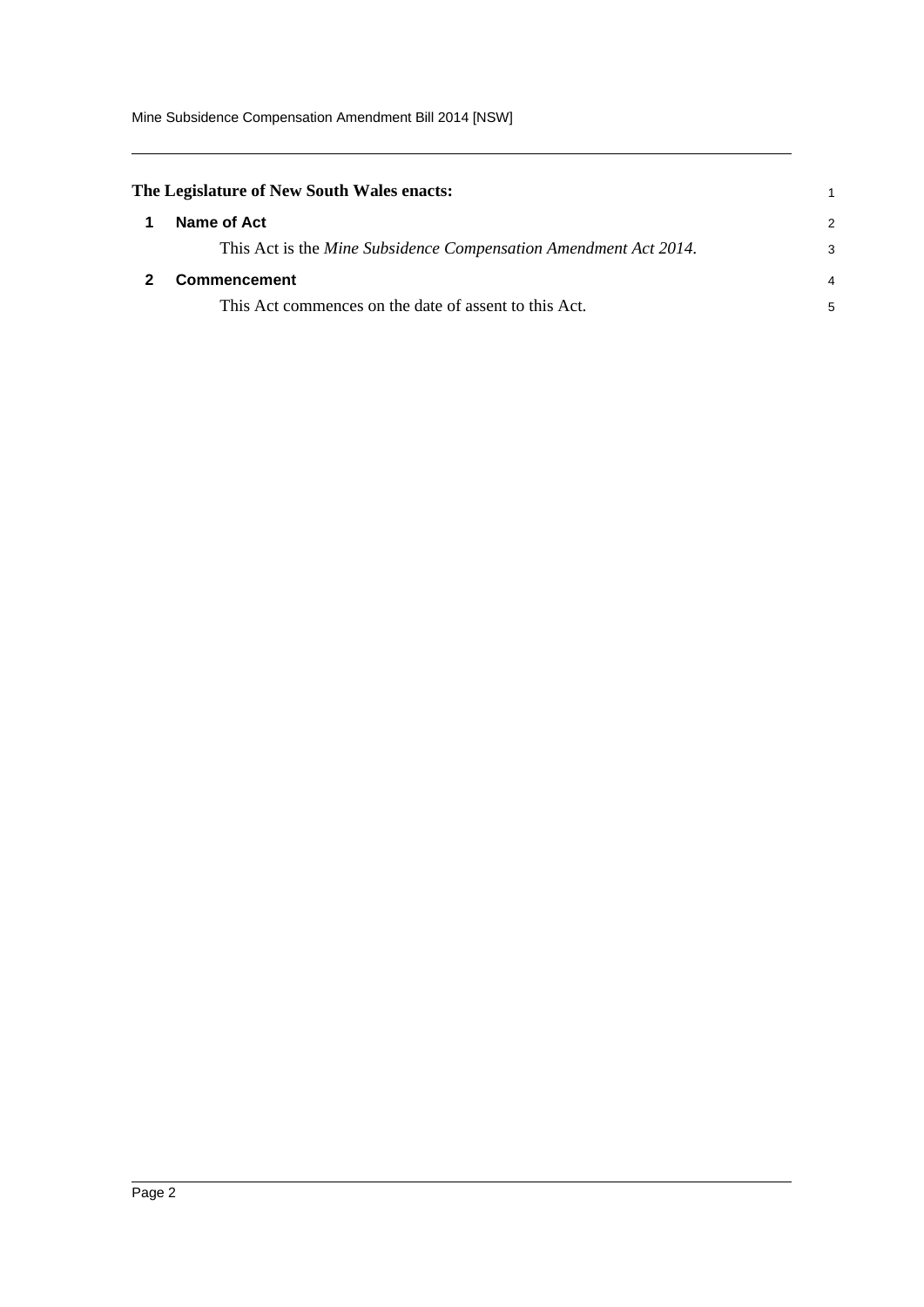**The Legislature of New South Wales enacts:**

## 1 Name of Act

This Act is the *Mine Subsidence Compensation Amendment Act 2014*.

## 2 Commencement

This Act commences on the date of assent to this Act.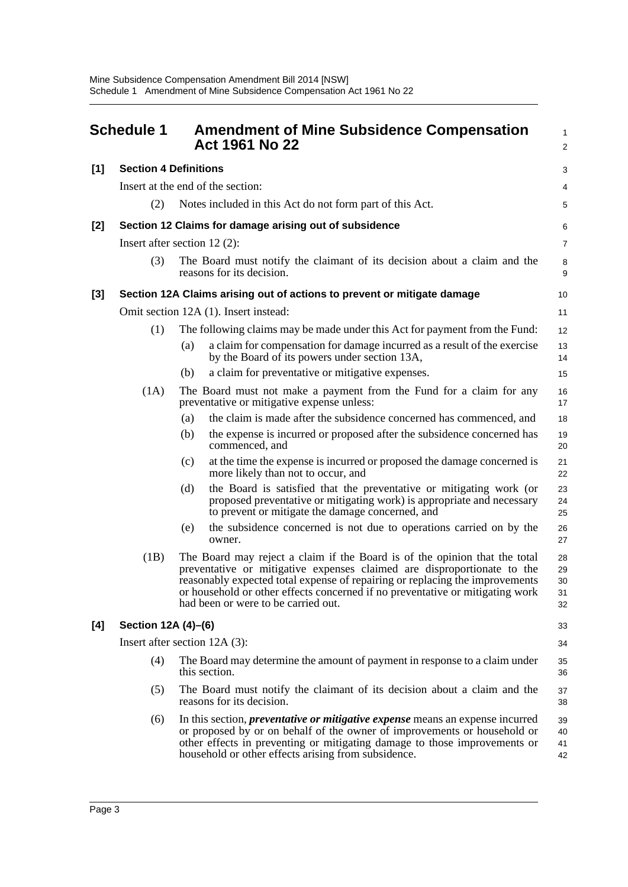## Schedule 1 Amendment of Mine Subsidence Compensation Act 1961 No 22

### [1] Section 4 Definitions

Insert at the end of the section:

(2) Notes included in this Act do not form part of this Act.

### [2] Section 12 Claims for damage arising out of subsidence

Insert after section 12 (2):

(3) The Board must notify the claimant of its decision about a claim and the reasons for its decision.

### [3] Section 12A Claims arising out of actions to prevent or mitigate damage

Omit section 12A (1). Insert instead:

(1) The following claims may be made under this Act for payment from the Fund:

(a) a claim for compensation for damage incurred as a result of the exercise by the Board of its powers under section 13A,

(b) a claim for preventative or mitigative expenses.

(1A) The Board must not make a payment from the Fund for a claim for any preventative or mitigative expense unless:

(a) the claim is made after the subsidence concerned has commenced, and

(b) the expense is incurred or proposed after the subsidence concerned has commenced, and

(c) at the time the expense is incurred or proposed the damage concerned is more likely than not to occur, and

(d) the Board is satisfied that the preventative or mitigating work (or proposed preventative or mitigating work) is appropriate and necessary to prevent or mitigate the damage concerned, and

(e) the subsidence concerned is not due to operations carried on by the owner.

(1B) The Board may reject a claim if the Board is of the opinion that the total preventative or mitigative expenses claimed are disproportionate to the reasonably expected total expense of repairing or replacing the improvements or household or other effects concerned if no preventative or mitigating work had been or were to be carried out.

### [4] Section 12A (4)–(6)

Insert after section 12A (3):

(4) The Board may determine the amount of payment in response to a claim under this section.

(5) The Board must notify the claimant of its decision about a claim and the reasons for its decision.

(6) In this section, ***preventative or mitigative expense*** means an expense incurred or proposed by or on behalf of the owner of improvements or household or other effects in preventing or mitigating damage to those improvements or household or other effects arising from subsidence.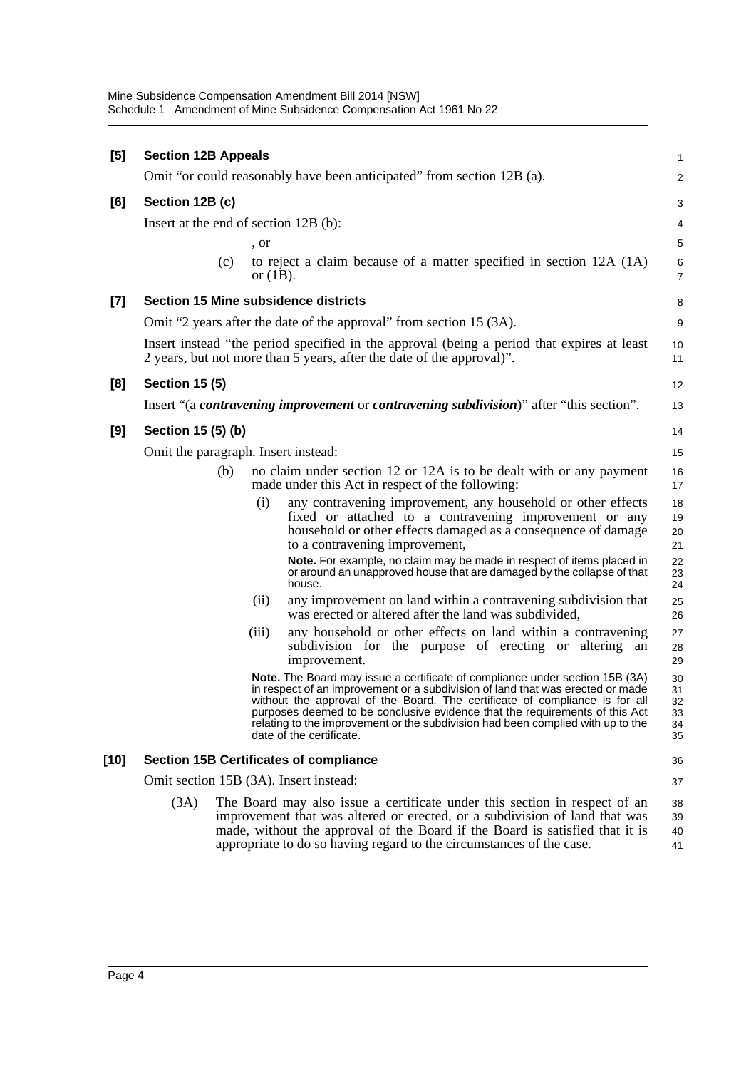**[5] Section 12B Appeals**

Omit "or could reasonably have been anticipated" from section 12B (a).

**[6] Section 12B (c)**

Insert at the end of section 12B (b):

, or

(c) to reject a claim because of a matter specified in section 12A (1A) or (1B).

**[7] Section 15 Mine subsidence districts**

Omit "2 years after the date of the approval" from section 15 (3A).

Insert instead "the period specified in the approval (being a period that expires at least 2 years, but not more than 5 years, after the date of the approval)".

**[8] Section 15 (5)**

Insert "(a ***contravening improvement*** or ***contravening subdivision***)" after "this section".

**[9] Section 15 (5) (b)**

Omit the paragraph. Insert instead:

(b) no claim under section 12 or 12A is to be dealt with or any payment made under this Act in respect of the following:

(i) any contravening improvement, any household or other effects fixed or attached to a contravening improvement or any household or other effects damaged as a consequence of damage to a contravening improvement,

**Note.** For example, no claim may be made in respect of items placed in or around an unapproved house that are damaged by the collapse of that house.

(ii) any improvement on land within a contravening subdivision that was erected or altered after the land was subdivided,

(iii) any household or other effects on land within a contravening subdivision for the purpose of erecting or altering an improvement.

**Note.** The Board may issue a certificate of compliance under section 15B (3A) in respect of an improvement or a subdivision of land that was erected or made without the approval of the Board. The certificate of compliance is for all purposes deemed to be conclusive evidence that the requirements of this Act relating to the improvement or the subdivision had been complied with up to the date of the certificate.

**[10] Section 15B Certificates of compliance**

Omit section 15B (3A). Insert instead:

(3A) The Board may also issue a certificate under this section in respect of an improvement that was altered or erected, or a subdivision of land that was made, without the approval of the Board if the Board is satisfied that it is appropriate to do so having regard to the circumstances of the case.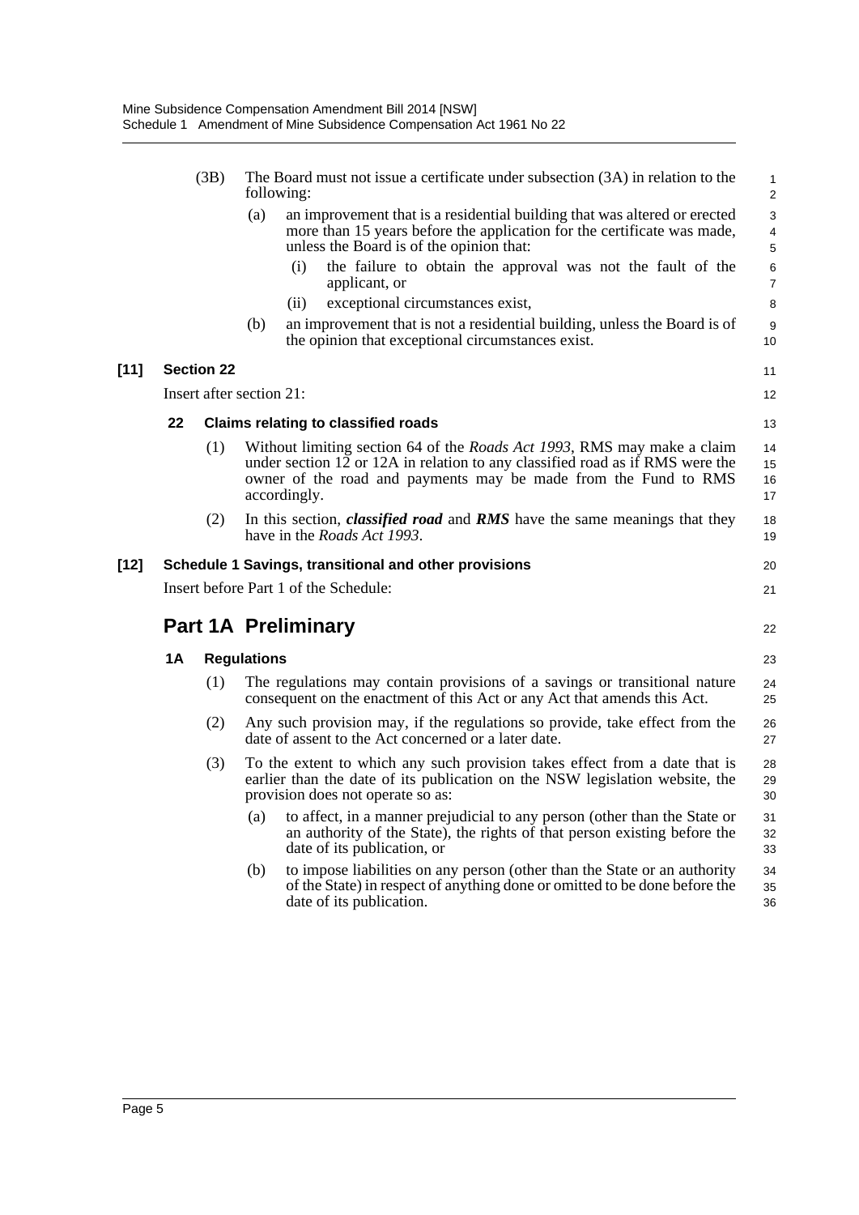(3B) The Board must not issue a certificate under subsection (3A) in relation to the following:

(a) an improvement that is a residential building that was altered or erected more than 15 years before the application for the certificate was made, unless the Board is of the opinion that:

(i) the failure to obtain the approval was not the fault of the applicant, or

(ii) exceptional circumstances exist,

(b) an improvement that is not a residential building, unless the Board is of the opinion that exceptional circumstances exist.

**[11] Section 22**

Insert after section 21:

**22 Claims relating to classified roads**

(1) Without limiting section 64 of the *Roads Act 1993*, RMS may make a claim under section 12 or 12A in relation to any classified road as if RMS were the owner of the road and payments may be made from the Fund to RMS accordingly.

(2) In this section, ***classified road*** and ***RMS*** have the same meanings that they have in the *Roads Act 1993*.

**[12] Schedule 1 Savings, transitional and other provisions**

Insert before Part 1 of the Schedule:

## Part 1A Preliminary

**1A Regulations**

(1) The regulations may contain provisions of a savings or transitional nature consequent on the enactment of this Act or any Act that amends this Act.

(2) Any such provision may, if the regulations so provide, take effect from the date of assent to the Act concerned or a later date.

(3) To the extent to which any such provision takes effect from a date that is earlier than the date of its publication on the NSW legislation website, the provision does not operate so as:

(a) to affect, in a manner prejudicial to any person (other than the State or an authority of the State), the rights of that person existing before the date of its publication, or

(b) to impose liabilities on any person (other than the State or an authority of the State) in respect of anything done or omitted to be done before the date of its publication.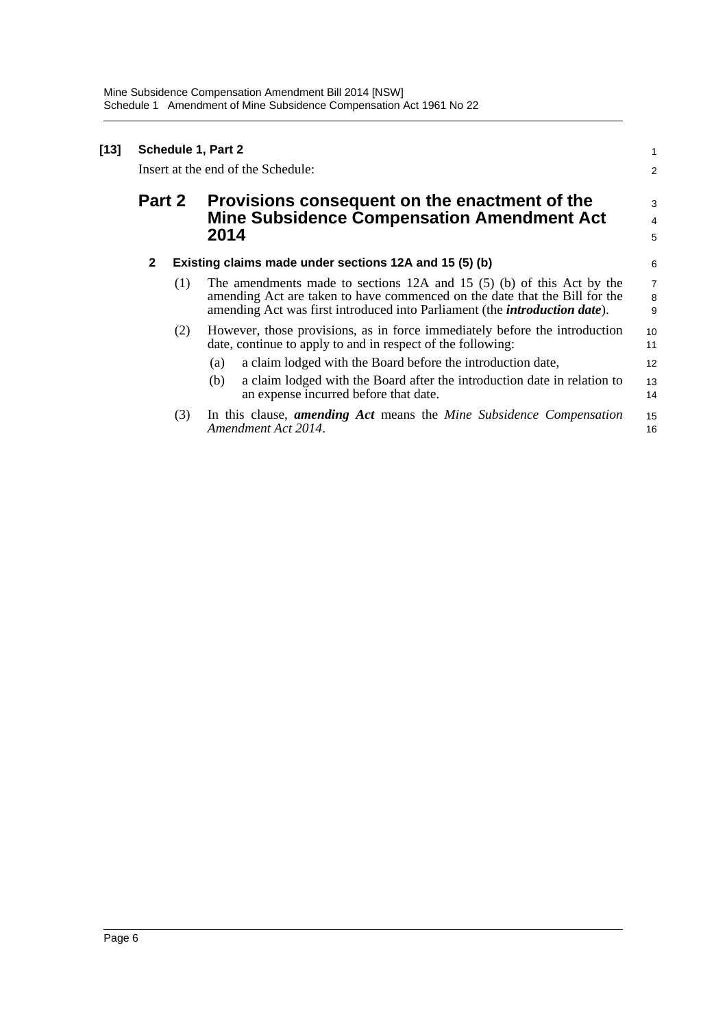**[13] Schedule 1, Part 2**

Insert at the end of the Schedule:

## Part 2 Provisions consequent on the enactment of the Mine Subsidence Compensation Amendment Act 2014

### 2 Existing claims made under sections 12A and 15 (5) (b)

(1) The amendments made to sections 12A and 15 (5) (b) of this Act by the amending Act are taken to have commenced on the date that the Bill for the amending Act was first introduced into Parliament (the ***introduction date***).

(2) However, those provisions, as in force immediately before the introduction date, continue to apply to and in respect of the following:

- (a) a claim lodged with the Board before the introduction date,
- (b) a claim lodged with the Board after the introduction date in relation to an expense incurred before that date.

(3) In this clause, ***amending Act*** means the *Mine Subsidence Compensation Amendment Act 2014*.